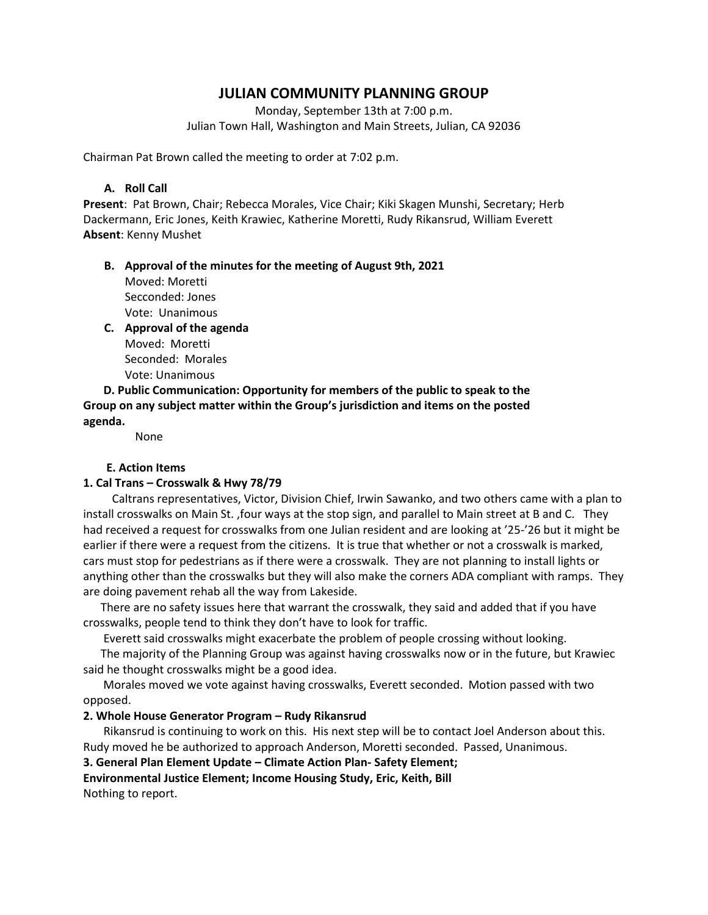# JULIAN COMMUNITY PLANNING GROUP

Monday, September 13th at 7:00 p.m.
Julian Town Hall, Washington and Main Streets, Julian, CA 92036

Chairman Pat Brown called the meeting to order at 7:02 p.m.

**A. Roll Call**

**Present**: Pat Brown, Chair; Rebecca Morales, Vice Chair; Kiki Skagen Munshi, Secretary; Herb Dackermann, Eric Jones, Keith Krawiec, Katherine Moretti, Rudy Rikansrud, William Everett
**Absent**: Kenny Mushet

**B. Approval of the minutes for the meeting of August 9th, 2021**
Moved: Moretti
Secconded: Jones
Vote: Unanimous

**C. Approval of the agenda**
Moved: Moretti
Seconded: Morales
Vote: Unanimous

**D. Public Communication: Opportunity for members of the public to speak to the Group on any subject matter within the Group's jurisdiction and items on the posted agenda.**

None

**E. Action Items**

**1. Cal Trans – Crosswalk & Hwy 78/79**

Caltrans representatives, Victor, Division Chief, Irwin Sawanko, and two others came with a plan to install crosswalks on Main St. ,four ways at the stop sign, and parallel to Main street at B and C. They had received a request for crosswalks from one Julian resident and are looking at '25-'26 but it might be earlier if there were a request from the citizens. It is true that whether or not a crosswalk is marked, cars must stop for pedestrians as if there were a crosswalk. They are not planning to install lights or anything other than the crosswalks but they will also make the corners ADA compliant with ramps. They are doing pavement rehab all the way from Lakeside.

There are no safety issues here that warrant the crosswalk, they said and added that if you have crosswalks, people tend to think they don't have to look for traffic.

Everett said crosswalks might exacerbate the problem of people crossing without looking.

The majority of the Planning Group was against having crosswalks now or in the future, but Krawiec said he thought crosswalks might be a good idea.

Morales moved we vote against having crosswalks, Everett seconded. Motion passed with two opposed.

**2. Whole House Generator Program – Rudy Rikansrud**

Rikansrud is continuing to work on this. His next step will be to contact Joel Anderson about this. Rudy moved he be authorized to approach Anderson, Moretti seconded. Passed, Unanimous.

**3. General Plan Element Update – Climate Action Plan- Safety Element; Environmental Justice Element; Income Housing Study, Eric, Keith, Bill**

Nothing to report.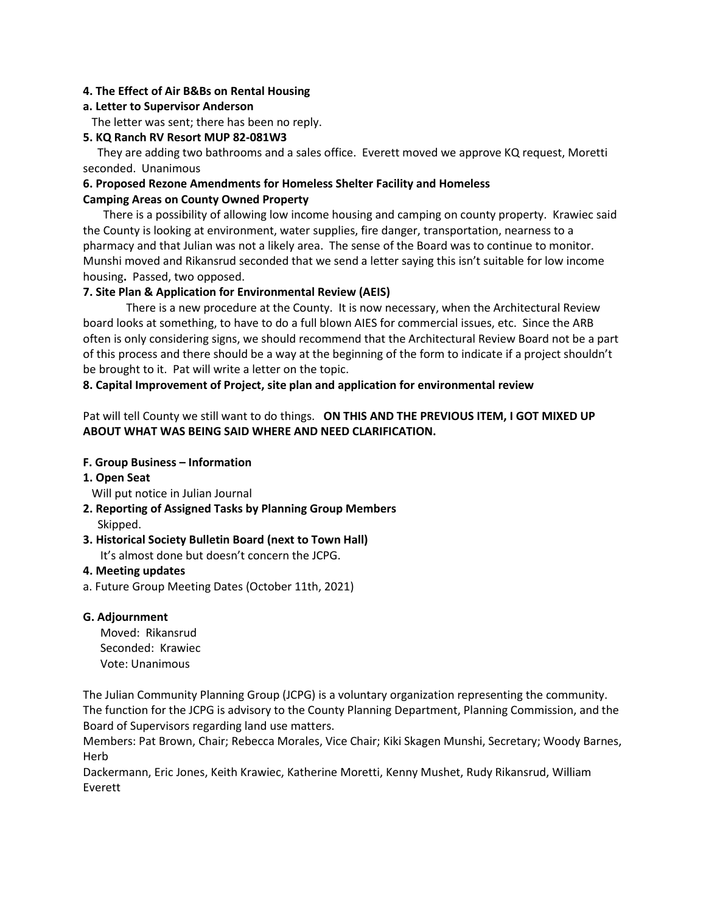**4. The Effect of Air B&Bs on Rental Housing**

**a. Letter to Supervisor Anderson**

The letter was sent; there has been no reply.

**5. KQ Ranch RV Resort MUP 82-081W3**

They are adding two bathrooms and a sales office. Everett moved we approve KQ request, Moretti seconded. Unanimous

**6. Proposed Rezone Amendments for Homeless Shelter Facility and Homeless Camping Areas on County Owned Property**

There is a possibility of allowing low income housing and camping on county property. Krawiec said the County is looking at environment, water supplies, fire danger, transportation, nearness to a pharmacy and that Julian was not a likely area. The sense of the Board was to continue to monitor. Munshi moved and Rikansrud seconded that we send a letter saying this isn't suitable for low income housing**.** Passed, two opposed.

**7. Site Plan & Application for Environmental Review (AEIS)**

There is a new procedure at the County. It is now necessary, when the Architectural Review board looks at something, to have to do a full blown AIES for commercial issues, etc. Since the ARB often is only considering signs, we should recommend that the Architectural Review Board not be a part of this process and there should be a way at the beginning of the form to indicate if a project shouldn't be brought to it. Pat will write a letter on the topic.

**8. Capital Improvement of Project, site plan and application for environmental review**

Pat will tell County we still want to do things. **ON THIS AND THE PREVIOUS ITEM, I GOT MIXED UP ABOUT WHAT WAS BEING SAID WHERE AND NEED CLARIFICATION.**

**F. Group Business – Information**

**1. Open Seat**

Will put notice in Julian Journal

**2. Reporting of Assigned Tasks by Planning Group Members**

Skipped.

**3. Historical Society Bulletin Board (next to Town Hall)**

It's almost done but doesn't concern the JCPG.

**4. Meeting updates**

a. Future Group Meeting Dates (October 11th, 2021)

**G. Adjournment**

Moved: Rikansrud
Seconded: Krawiec
Vote: Unanimous

The Julian Community Planning Group (JCPG) is a voluntary organization representing the community. The function for the JCPG is advisory to the County Planning Department, Planning Commission, and the Board of Supervisors regarding land use matters.

Members: Pat Brown, Chair; Rebecca Morales, Vice Chair; Kiki Skagen Munshi, Secretary; Woody Barnes, Herb Dackermann, Eric Jones, Keith Krawiec, Katherine Moretti, Kenny Mushet, Rudy Rikansrud, William Everett